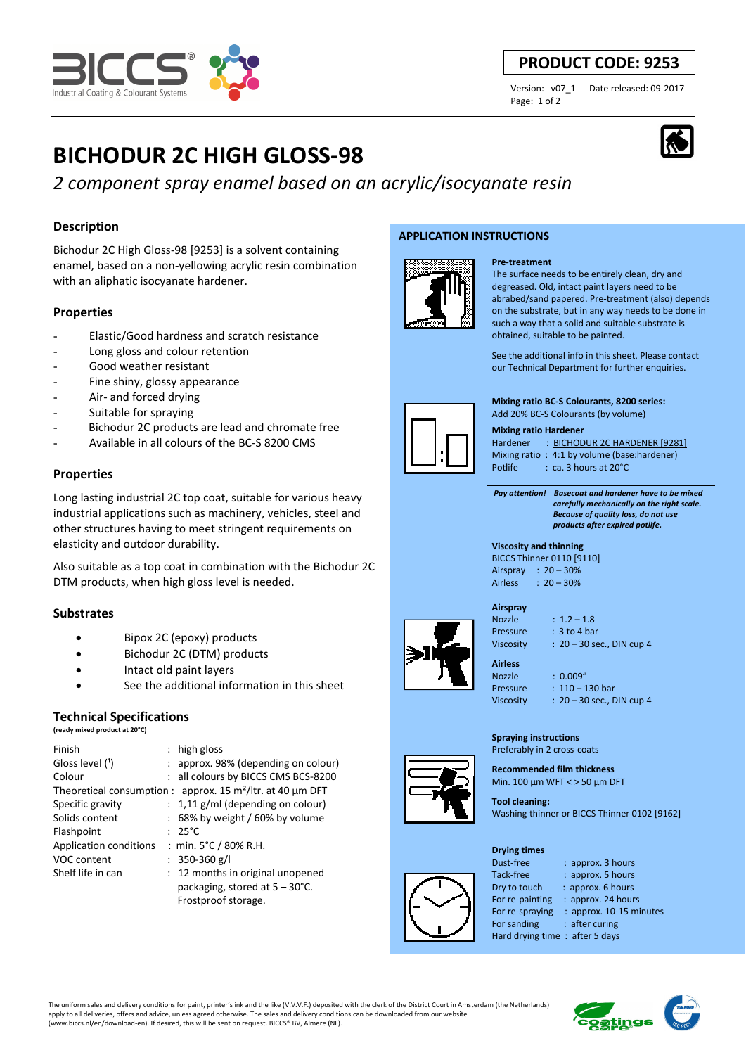**PRODUCT CODE: 9253**

Version: v07_1 Date released: 09-2017

# BICHODUR 2C HIGH GLOSS-98

*2 component spray enamel based on an acrylic/isocyanate resin*

## Description

Bichodur 2C High Gloss-98 [9253] is a solvent containing enamel, based on a non-yellowing acrylic resin combination with an aliphatic isocyanate hardener.

## Properties

- Elastic/Good hardness and scratch resistance
- Long gloss and colour retention
- Good weather resistant
- Fine shiny, glossy appearance
- Air- and forced drying
- Suitable for spraying
- Bichodur 2C products are lead and chromate free
- Available in all colours of the BC-S 8200 CMS

## Properties

Long lasting industrial 2C top coat, suitable for various heavy industrial applications such as machinery, vehicles, steel and other structures having to meet stringent requirements on elasticity and outdoor durability.

Also suitable as a top coat in combination with the Bichodur 2C DTM products, when high gloss level is needed.

## Substrates

- Bipox 2C (epoxy) products
- Bichodur 2C (DTM) products
- Intact old paint layers
- See the additional information in this sheet

## Technical Specifications

**(ready mixed product at 20°C)**

| | |
|---|---|
| Finish | high gloss |
| Gloss level (¹) | approx. 98% (depending on colour) |
| Colour | all colours by BICCS CMS BCS-8200 |
| Theoretical consumption | approx. 15 m²/ltr. at 40 µm DFT |
| Specific gravity | 1,11 g/ml (depending on colour) |
| Solids content | 68% by weight / 60% by volume |
| Flashpoint | 25°C |
| Application conditions | min. 5°C / 80% R.H. |
| VOC content | 350-360 g/l |
| Shelf life in can | 12 months in original unopened packaging, stored at 5 – 30°C. Frostproof storage. |

## APPLICATION INSTRUCTIONS

**Pre-treatment**

The surface needs to be entirely clean, dry and degreased. Old, intact paint layers need to be abraded/sand papered. Pre-treatment (also) depends on the substrate, but in any way needs to be done in such a way that a solid and suitable substrate is obtained, suitable to be painted.

See the additional info in this sheet. Please contact our Technical Department for further enquiries.

**Mixing ratio BC-S Colourants, 8200 series:**

Add 20% BC-S Colourants (by volume)

**Mixing ratio Hardener**

| | |
|---|---|
| Hardener | BICHODUR 2C HARDENER [9281] |
| Mixing ratio | 4:1 by volume (base:hardener) |
| Potlife | ca. 3 hours at 20°C |

***Pay attention!*** ***Basecoat and hardener have to be mixed carefully mechanically on the right scale. Because of quality loss, do not use products after expired potlife.***

**Viscosity and thinning**

BICCS Thinner 0110 [9110]

| | |
|---|---|
| Airspray | 20 – 30% |
| Airless | 20 – 30% |

**Airspray**

| | |
|---|---|
| Nozzle | 1.2 – 1.8 |
| Pressure | 3 to 4 bar |
| Viscosity | 20 – 30 sec., DIN cup 4 |

**Airless**

| | |
|---|---|
| Nozzle | 0.009" |
| Pressure | 110 – 130 bar |
| Viscosity | 20 – 30 sec., DIN cup 4 |

**Spraying instructions**

Preferably in 2 cross-coats

**Recommended film thickness**

Min. 100 µm WFT < > 50 µm DFT

**Tool cleaning:**

Washing thinner or BICCS Thinner 0102 [9162]

**Drying times**

| | |
|---|---|
| Dust-free | approx. 3 hours |
| Tack-free | approx. 5 hours |
| Dry to touch | approx. 6 hours |
| For re-painting | approx. 24 hours |
| For re-spraying | approx. 10-15 minutes |
| For sanding | after curing |
| Hard drying time | after 5 days |

The uniform sales and delivery conditions for paint, printer's ink and the like (V.V.V.F.) deposited with the clerk of the District Court in Amsterdam (the Netherlands) apply to all deliveries, offers and advice, unless agreed otherwise. The sales and delivery conditions can be downloaded from our website (www.biccs.nl/en/download-en). If desired, this will be sent on request. BICCS® BV, Almere (NL).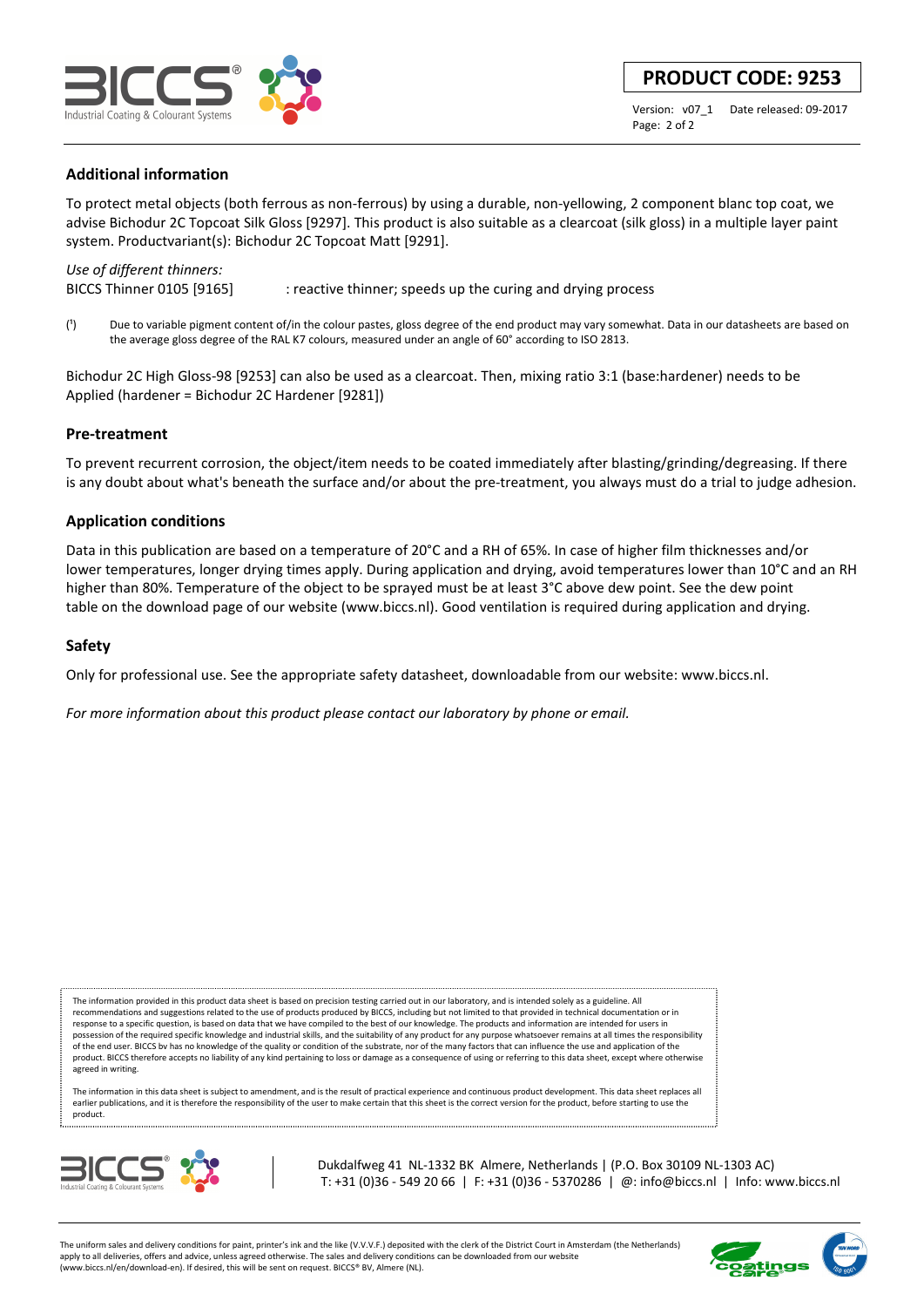## Additional information

To protect metal objects (both ferrous as non-ferrous) by using a durable, non-yellowing, 2 component blanc top coat, we advise Bichodur 2C Topcoat Silk Gloss [9297]. This product is also suitable as a clearcoat (silk gloss) in a multiple layer paint system. Productvariant(s): Bichodur 2C Topcoat Matt [9291].

*Use of different thinners:*
BICCS Thinner 0105 [9165] : reactive thinner; speeds up the curing and drying process

([1]) Due to variable pigment content of/in the colour pastes, gloss degree of the end product may vary somewhat. Data in our datasheets are based on the average gloss degree of the RAL K7 colours, measured under an angle of 60° according to ISO 2813.

Bichodur 2C High Gloss-98 [9253] can also be used as a clearcoat. Then, mixing ratio 3:1 (base:hardener) needs to be Applied (hardener = Bichodur 2C Hardener [9281])

## Pre-treatment

To prevent recurrent corrosion, the object/item needs to be coated immediately after blasting/grinding/degreasing. If there is any doubt about what's beneath the surface and/or about the pre-treatment, you always must do a trial to judge adhesion.

## Application conditions

Data in this publication are based on a temperature of 20°C and a RH of 65%. In case of higher film thicknesses and/or lower temperatures, longer drying times apply. During application and drying, avoid temperatures lower than 10°C and an RH higher than 80%. Temperature of the object to be sprayed must be at least 3°C above dew point. See the dew point table on the download page of our website (www.biccs.nl). Good ventilation is required during application and drying.

## Safety

Only for professional use. See the appropriate safety datasheet, downloadable from our website: www.biccs.nl.

*For more information about this product please contact our laboratory by phone or email.*

The information provided in this product data sheet is based on precision testing carried out in our laboratory, and is intended solely as a guideline. All recommendations and suggestions related to the use of products produced by BICCS, including but not limited to that provided in technical documentation or in response to a specific question, is based on data that we have compiled to the best of our knowledge. The products and information are intended for users in possession of the required specific knowledge and industrial skills, and the suitability of any product for any purpose whatsoever remains at all times the responsibility of the end user. BICCS bv has no knowledge of the quality or condition of the substrate, nor of the many factors that can influence the use and application of the product. BICCS therefore accepts no liability of any kind pertaining to loss or damage as a consequence of using or referring to this data sheet, except where otherwise agreed in writing.

The information in this data sheet is subject to amendment, and is the result of practical experience and continuous product development. This data sheet replaces all earlier publications, and it is therefore the responsibility of the user to make certain that this sheet is the correct version for the product, before starting to use the product.

Dukdalfweg 41 NL-1332 BK Almere, Netherlands | (P.O. Box 30109 NL-1303 AC)
T: +31 (0)36 - 549 20 66 | F: +31 (0)36 - 5370286 | @: info@biccs.nl | Info: www.biccs.nl

The uniform sales and delivery conditions for paint, printer's ink and the like (V.V.V.F.) deposited with the clerk of the District Court in Amsterdam (the Netherlands) apply to all deliveries, offers and advice, unless agreed otherwise. The sales and delivery conditions can be downloaded from our website (www.biccs.nl/en/download-en). If desired, this will be sent on request. BICCS® BV, Almere (NL).